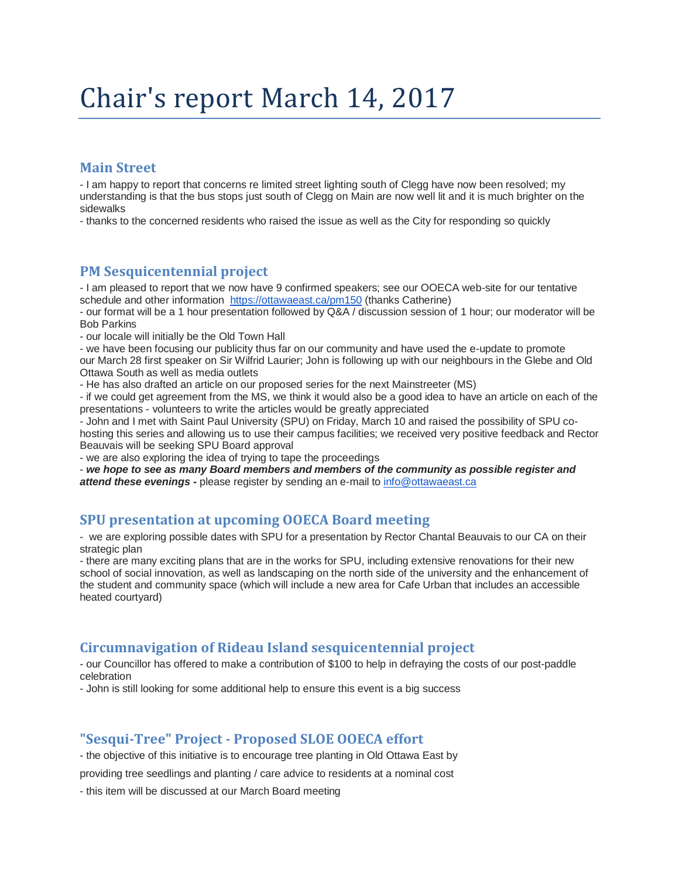# Chair's report March 14, 2017

## Main Street

- I am happy to report that concerns re limited street lighting south of Clegg have now been resolved; my understanding is that the bus stops just south of Clegg on Main are now well lit and it is much brighter on the sidewalks
- thanks to the concerned residents who raised the issue as well as the City for responding so quickly

## PM Sesquicentennial project

- I am pleased to report that we now have 9 confirmed speakers; see our OOECA web-site for our tentative schedule and other information https://ottawaeast.ca/pm150 (thanks Catherine)
- our format will be a 1 hour presentation followed by Q&A / discussion session of 1 hour; our moderator will be Bob Parkins
- our locale will initially be the Old Town Hall
- we have been focusing our publicity thus far on our community and have used the e-update to promote our March 28 first speaker on Sir Wilfrid Laurier; John is following up with our neighbours in the Glebe and Old Ottawa South as well as media outlets
- He has also drafted an article on our proposed series for the next Mainstreeter (MS)
- if we could get agreement from the MS, we think it would also be a good idea to have an article on each of the presentations - volunteers to write the articles would be greatly appreciated
- John and I met with Saint Paul University (SPU) on Friday, March 10 and raised the possibility of SPU co-hosting this series and allowing us to use their campus facilities; we received very positive feedback and Rector Beauvais will be seeking SPU Board approval
- we are also exploring the idea of trying to tape the proceedings
- ***we hope to see as many Board members and members of the community as possible register and attend these evenings -*** please register by sending an e-mail to info@ottawaeast.ca

## SPU presentation at upcoming OOECA Board meeting

- we are exploring possible dates with SPU for a presentation by Rector Chantal Beauvais to our CA on their strategic plan
- there are many exciting plans that are in the works for SPU, including extensive renovations for their new school of social innovation, as well as landscaping on the north side of the university and the enhancement of the student and community space (which will include a new area for Cafe Urban that includes an accessible heated courtyard)

## Circumnavigation of Rideau Island sesquicentennial project

- our Councillor has offered to make a contribution of $100 to help in defraying the costs of our post-paddle celebration
- John is still looking for some additional help to ensure this event is a big success

## "Sesqui-Tree" Project - Proposed SLOE OOECA effort

- the objective of this initiative is to encourage tree planting in Old Ottawa East by providing tree seedlings and planting / care advice to residents at a nominal cost
- this item will be discussed at our March Board meeting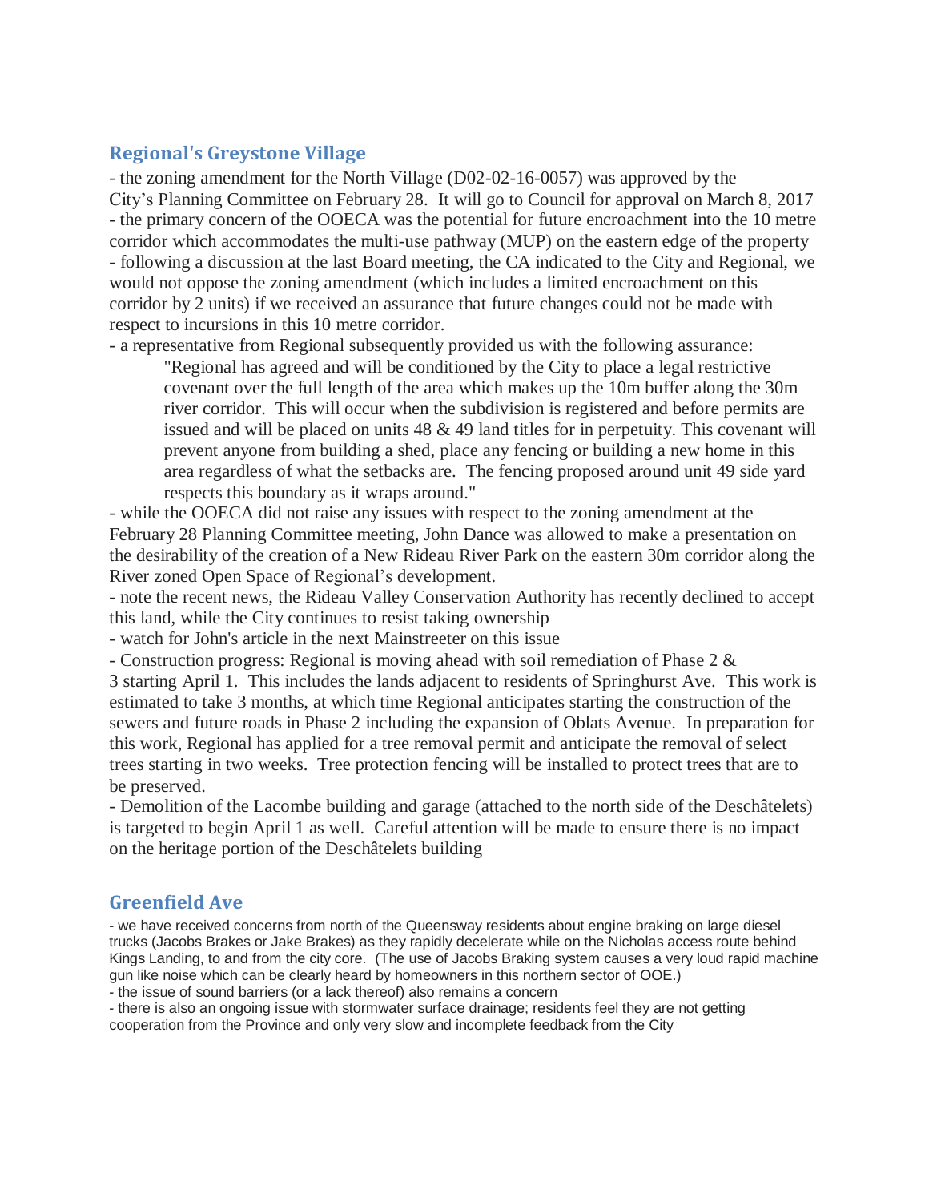## Regional's Greystone Village

- the zoning amendment for the North Village (D02-02-16-0057) was approved by the City's Planning Committee on February 28. It will go to Council for approval on March 8, 2017
- the primary concern of the OOECA was the potential for future encroachment into the 10 metre corridor which accommodates the multi-use pathway (MUP) on the eastern edge of the property
- following a discussion at the last Board meeting, the CA indicated to the City and Regional, we would not oppose the zoning amendment (which includes a limited encroachment on this corridor by 2 units) if we received an assurance that future changes could not be made with respect to incursions in this 10 metre corridor.
- a representative from Regional subsequently provided us with the following assurance:

> "Regional has agreed and will be conditioned by the City to place a legal restrictive covenant over the full length of the area which makes up the 10m buffer along the 30m river corridor. This will occur when the subdivision is registered and before permits are issued and will be placed on units 48 & 49 land titles for in perpetuity. This covenant will prevent anyone from building a shed, place any fencing or building a new home in this area regardless of what the setbacks are. The fencing proposed around unit 49 side yard respects this boundary as it wraps around."

- while the OOECA did not raise any issues with respect to the zoning amendment at the February 28 Planning Committee meeting, John Dance was allowed to make a presentation on the desirability of the creation of a New Rideau River Park on the eastern 30m corridor along the River zoned Open Space of Regional's development.
- note the recent news, the Rideau Valley Conservation Authority has recently declined to accept this land, while the City continues to resist taking ownership
- watch for John's article in the next Mainstreeter on this issue
- Construction progress: Regional is moving ahead with soil remediation of Phase 2 & 3 starting April 1. This includes the lands adjacent to residents of Springhurst Ave. This work is estimated to take 3 months, at which time Regional anticipates starting the construction of the sewers and future roads in Phase 2 including the expansion of Oblats Avenue. In preparation for this work, Regional has applied for a tree removal permit and anticipate the removal of select trees starting in two weeks. Tree protection fencing will be installed to protect trees that are to be preserved.
- Demolition of the Lacombe building and garage (attached to the north side of the Deschâtelets) is targeted to begin April 1 as well. Careful attention will be made to ensure there is no impact on the heritage portion of the Deschâtelets building

## Greenfield Ave

- we have received concerns from north of the Queensway residents about engine braking on large diesel trucks (Jacobs Brakes or Jake Brakes) as they rapidly decelerate while on the Nicholas access route behind Kings Landing, to and from the city core. (The use of Jacobs Braking system causes a very loud rapid machine gun like noise which can be clearly heard by homeowners in this northern sector of OOE.)
- the issue of sound barriers (or a lack thereof) also remains a concern
- there is also an ongoing issue with stormwater surface drainage; residents feel they are not getting cooperation from the Province and only very slow and incomplete feedback from the City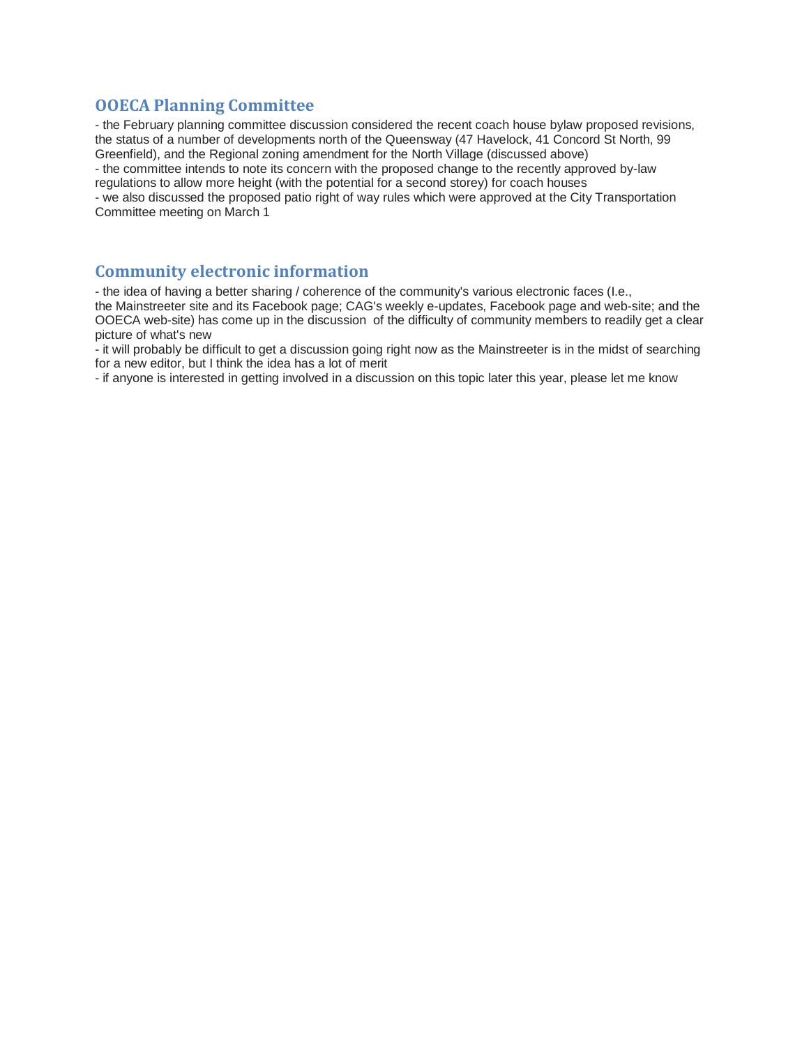## OOECA Planning Committee

- the February planning committee discussion considered the recent coach house bylaw proposed revisions, the status of a number of developments north of the Queensway (47 Havelock, 41 Concord St North, 99 Greenfield), and the Regional zoning amendment for the North Village (discussed above)
- the committee intends to note its concern with the proposed change to the recently approved by-law regulations to allow more height (with the potential for a second storey) for coach houses
- we also discussed the proposed patio right of way rules which were approved at the City Transportation Committee meeting on March 1

## Community electronic information

- the idea of having a better sharing / coherence of the community's various electronic faces (I.e., the Mainstreeter site and its Facebook page; CAG's weekly e-updates, Facebook page and web-site; and the OOECA web-site) has come up in the discussion of the difficulty of community members to readily get a clear picture of what's new
- it will probably be difficult to get a discussion going right now as the Mainstreeter is in the midst of searching for a new editor, but I think the idea has a lot of merit
- if anyone is interested in getting involved in a discussion on this topic later this year, please let me know